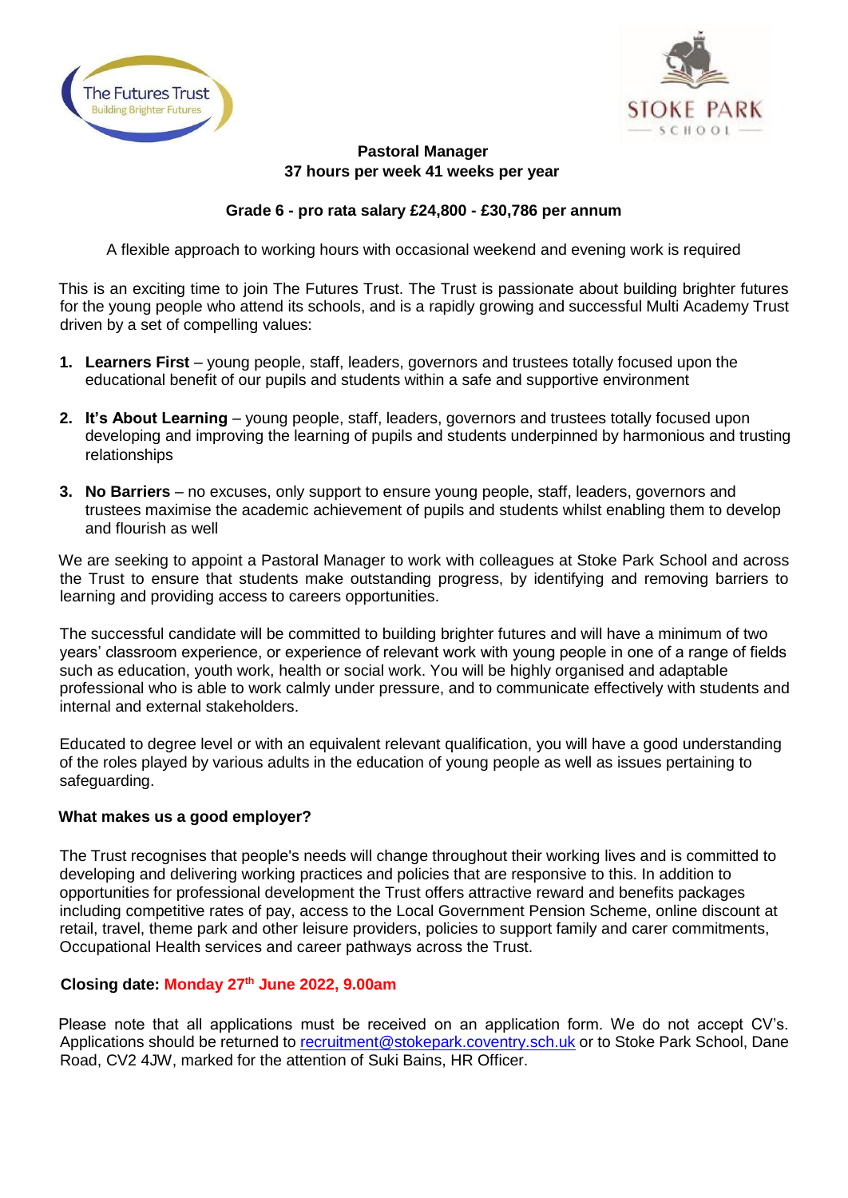**Pastoral Manager**
**37 hours per week 41 weeks per year**

**Grade 6 - pro rata salary £24,800 - £30,786 per annum**

A flexible approach to working hours with occasional weekend and evening work is required

This is an exciting time to join The Futures Trust. The Trust is passionate about building brighter futures for the young people who attend its schools, and is a rapidly growing and successful Multi Academy Trust driven by a set of compelling values:

1. **Learners First** – young people, staff, leaders, governors and trustees totally focused upon the educational benefit of our pupils and students within a safe and supportive environment
2. **It's About Learning** – young people, staff, leaders, governors and trustees totally focused upon developing and improving the learning of pupils and students underpinned by harmonious and trusting relationships
3. **No Barriers** – no excuses, only support to ensure young people, staff, leaders, governors and trustees maximise the academic achievement of pupils and students whilst enabling them to develop and flourish as well

We are seeking to appoint a Pastoral Manager to work with colleagues at Stoke Park School and across the Trust to ensure that students make outstanding progress, by identifying and removing barriers to learning and providing access to careers opportunities.

The successful candidate will be committed to building brighter futures and will have a minimum of two years' classroom experience, or experience of relevant work with young people in one of a range of fields such as education, youth work, health or social work. You will be highly organised and adaptable professional who is able to work calmly under pressure, and to communicate effectively with students and internal and external stakeholders.

Educated to degree level or with an equivalent relevant qualification, you will have a good understanding of the roles played by various adults in the education of young people as well as issues pertaining to safeguarding.

**What makes us a good employer?**

The Trust recognises that people's needs will change throughout their working lives and is committed to developing and delivering working practices and policies that are responsive to this. In addition to opportunities for professional development the Trust offers attractive reward and benefits packages including competitive rates of pay, access to the Local Government Pension Scheme, online discount at retail, travel, theme park and other leisure providers, policies to support family and carer commitments, Occupational Health services and career pathways across the Trust.

**Closing date: Monday 27th June 2022, 9.00am**

Please note that all applications must be received on an application form. We do not accept CV's. Applications should be returned to recruitment@stokepark.coventry.sch.uk or to Stoke Park School, Dane Road, CV2 4JW, marked for the attention of Suki Bains, HR Officer.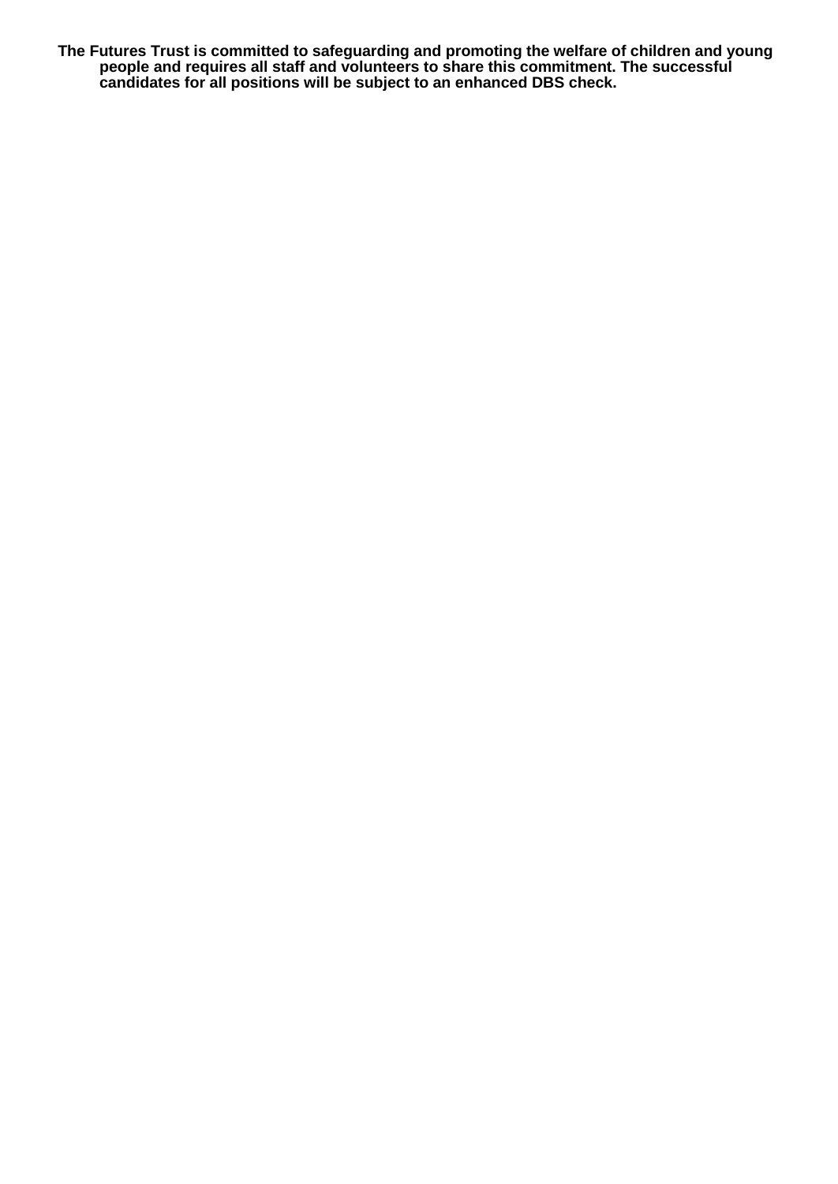**The Futures Trust is committed to safeguarding and promoting the welfare of children and young people and requires all staff and volunteers to share this commitment. The successful candidates for all positions will be subject to an enhanced DBS check.**